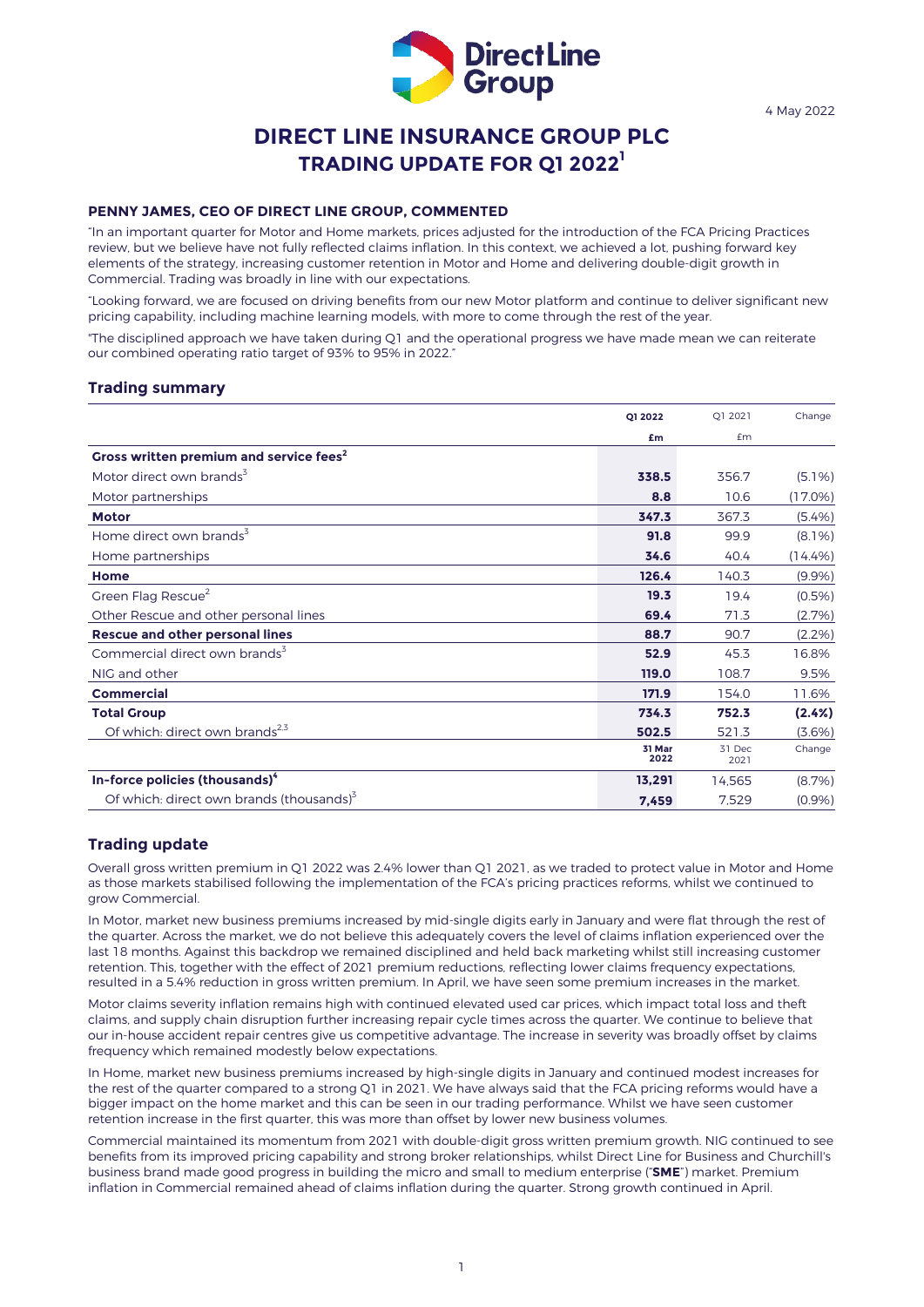4 May 2022

# DIRECT LINE INSURANCE GROUP PLC
# TRADING UPDATE FOR Q1 2022[1]

**PENNY JAMES, CEO OF DIRECT LINE GROUP, COMMENTED**

"In an important quarter for Motor and Home markets, prices adjusted for the introduction of the FCA Pricing Practices review, but we believe have not fully reflected claims inflation. In this context, we achieved a lot, pushing forward key elements of the strategy, increasing customer retention in Motor and Home and delivering double-digit growth in Commercial. Trading was broadly in line with our expectations.

"Looking forward, we are focused on driving benefits from our new Motor platform and continue to deliver significant new pricing capability, including machine learning models, with more to come through the rest of the year.

"The disciplined approach we have taken during Q1 and the operational progress we have made mean we can reiterate our combined operating ratio target of 93% to 95% in 2022."

## Trading summary

| | Q1 2022 | Q1 2021 | Change |
|---|---|---|---|
| | £m | £m | |
| **Gross written premium and service fees[2]** | | | |
| Motor direct own brands[3] | **338.5** | 356.7 | (5.1%) |
| Motor partnerships | **8.8** | 10.6 | (17.0%) |
| **Motor** | **347.3** | 367.3 | (5.4%) |
| Home direct own brands[3] | **91.8** | 99.9 | (8.1%) |
| Home partnerships | **34.6** | 40.4 | (14.4%) |
| **Home** | **126.4** | 140.3 | (9.9%) |
| Green Flag Rescue[2] | **19.3** | 19.4 | (0.5%) |
| Other Rescue and other personal lines | **69.4** | 71.3 | (2.7%) |
| **Rescue and other personal lines** | **88.7** | 90.7 | (2.2%) |
| Commercial direct own brands[3] | **52.9** | 45.3 | 16.8% |
| NIG and other | **119.0** | 108.7 | 9.5% |
| **Commercial** | **171.9** | 154.0 | 11.6% |
| **Total Group** | **734.3** | **752.3** | **(2.4%)** |
| Of which: direct own brands[2,3] | **502.5** | 521.3 | (3.6%) |
| | **31 Mar 2022** | 31 Dec 2021 | Change |
| **In-force policies (thousands)[4]** | **13,291** | 14,565 | (8.7%) |
| Of which: direct own brands (thousands)[3] | **7,459** | 7,529 | (0.9%) |

## Trading update

Overall gross written premium in Q1 2022 was 2.4% lower than Q1 2021, as we traded to protect value in Motor and Home as those markets stabilised following the implementation of the FCA's pricing practices reforms, whilst we continued to grow Commercial.

In Motor, market new business premiums increased by mid-single digits early in January and were flat through the rest of the quarter. Across the market, we do not believe this adequately covers the level of claims inflation experienced over the last 18 months. Against this backdrop we remained disciplined and held back marketing whilst still increasing customer retention. This, together with the effect of 2021 premium reductions, reflecting lower claims frequency expectations, resulted in a 5.4% reduction in gross written premium. In April, we have seen some premium increases in the market.

Motor claims severity inflation remains high with continued elevated used car prices, which impact total loss and theft claims, and supply chain disruption further increasing repair cycle times across the quarter. We continue to believe that our in-house accident repair centres give us competitive advantage. The increase in severity was broadly offset by claims frequency which remained modestly below expectations.

In Home, market new business premiums increased by high-single digits in January and continued modest increases for the rest of the quarter compared to a strong Q1 in 2021. We have always said that the FCA pricing reforms would have a bigger impact on the home market and this can be seen in our trading performance. Whilst we have seen customer retention increase in the first quarter, this was more than offset by lower new business volumes.

Commercial maintained its momentum from 2021 with double-digit gross written premium growth. NIG continued to see benefits from its improved pricing capability and strong broker relationships, whilst Direct Line for Business and Churchill's business brand made good progress in building the micro and small to medium enterprise ("**SME**") market. Premium inflation in Commercial remained ahead of claims inflation during the quarter. Strong growth continued in April.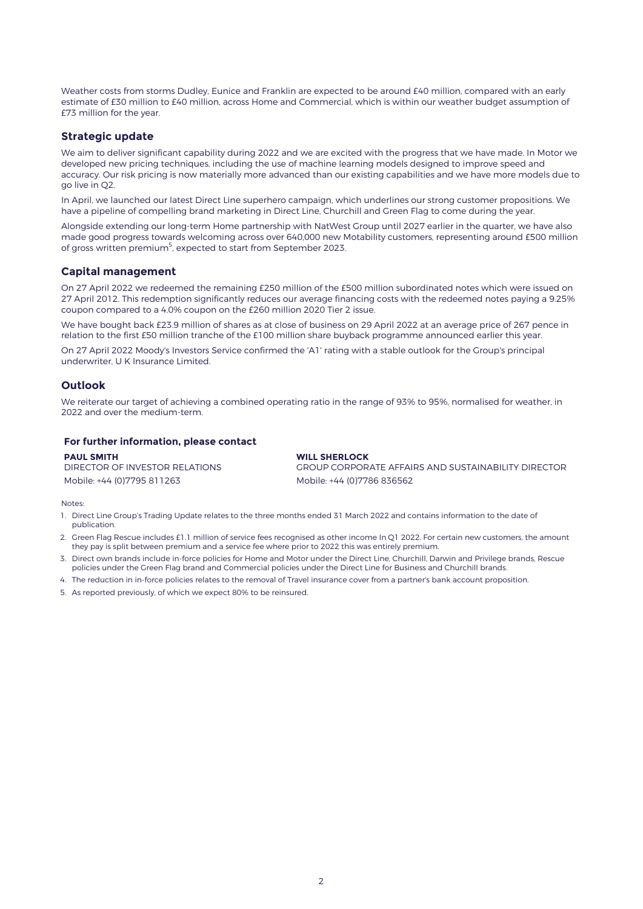Weather costs from storms Dudley, Eunice and Franklin are expected to be around £40 million, compared with an early estimate of £30 million to £40 million, across Home and Commercial, which is within our weather budget assumption of £73 million for the year.

## Strategic update

We aim to deliver significant capability during 2022 and we are excited with the progress that we have made. In Motor we developed new pricing techniques, including the use of machine learning models designed to improve speed and accuracy. Our risk pricing is now materially more advanced than our existing capabilities and we have more models due to go live in Q2.

In April, we launched our latest Direct Line superhero campaign, which underlines our strong customer propositions. We have a pipeline of compelling brand marketing in Direct Line, Churchill and Green Flag to come during the year.

Alongside extending our long-term Home partnership with NatWest Group until 2027 earlier in the quarter, we have also made good progress towards welcoming across over 640,000 new Motability customers, representing around £500 million of gross written premium[5], expected to start from September 2023.

## Capital management

On 27 April 2022 we redeemed the remaining £250 million of the £500 million subordinated notes which were issued on 27 April 2012. This redemption significantly reduces our average financing costs with the redeemed notes paying a 9.25% coupon compared to a 4.0% coupon on the £260 million 2020 Tier 2 issue.

We have bought back £23.9 million of shares as at close of business on 29 April 2022 at an average price of 267 pence in relation to the first £50 million tranche of the £100 million share buyback programme announced earlier this year.

On 27 April 2022 Moody's Investors Service confirmed the 'A1' rating with a stable outlook for the Group's principal underwriter, U K Insurance Limited.

## Outlook

We reiterate our target of achieving a combined operating ratio in the range of 93% to 95%, normalised for weather, in 2022 and over the medium-term.

### For further information, please contact

**PAUL SMITH**
DIRECTOR OF INVESTOR RELATIONS
Mobile: +44 (0)7795 811263

**WILL SHERLOCK**
GROUP CORPORATE AFFAIRS AND SUSTAINABILITY DIRECTOR
Mobile: +44 (0)7786 836562

Notes:

1. Direct Line Group's Trading Update relates to the three months ended 31 March 2022 and contains information to the date of publication.
2. Green Flag Rescue includes £1.1 million of service fees recognised as other income In Q1 2022. For certain new customers, the amount they pay is split between premium and a service fee where prior to 2022 this was entirely premium.
3. Direct own brands include in-force policies for Home and Motor under the Direct Line, Churchill, Darwin and Privilege brands, Rescue policies under the Green Flag brand and Commercial policies under the Direct Line for Business and Churchill brands.
4. The reduction in in-force policies relates to the removal of Travel insurance cover from a partner's bank account proposition.
5. As reported previously, of which we expect 80% to be reinsured.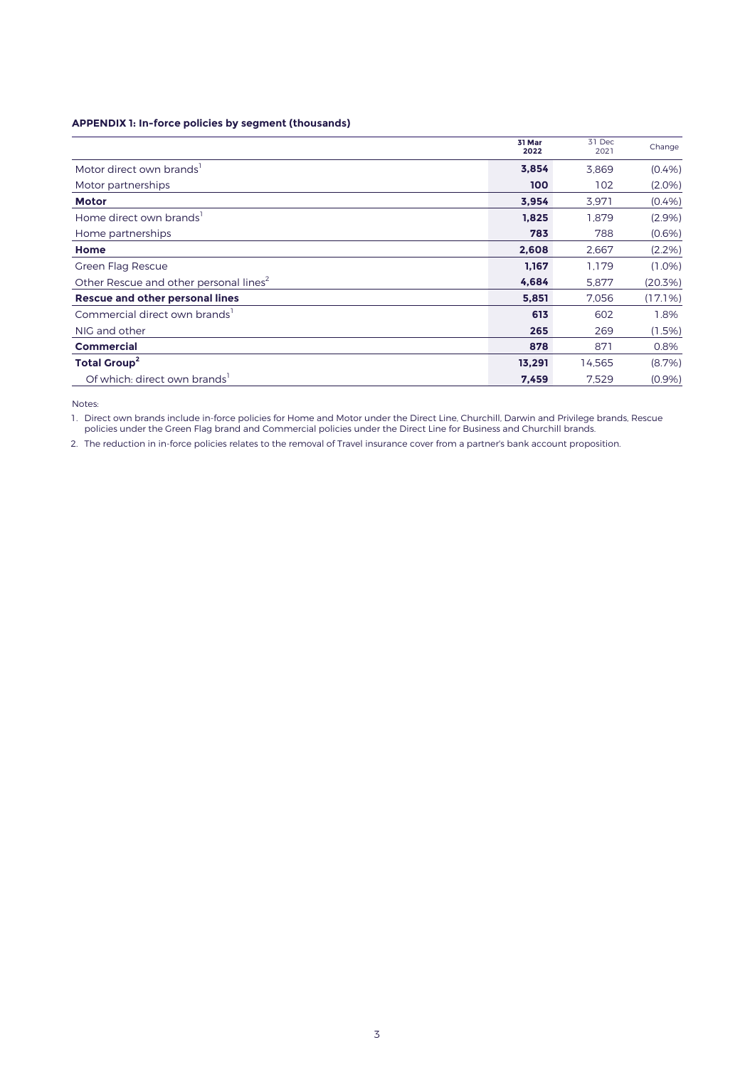### APPENDIX 1: In-force policies by segment (thousands)

| | 31 Mar 2022 | 31 Dec 2021 | Change |
|---|---|---|---|
| Motor direct own brands[1] | **3,854** | 3,869 | (0.4%) |
| Motor partnerships | **100** | 102 | (2.0%) |
| **Motor** | **3,954** | 3,971 | (0.4%) |
| Home direct own brands[1] | **1,825** | 1,879 | (2.9%) |
| Home partnerships | **783** | 788 | (0.6%) |
| **Home** | **2,608** | 2,667 | (2.2%) |
| Green Flag Rescue | **1,167** | 1,179 | (1.0%) |
| Other Rescue and other personal lines[2] | **4,684** | 5,877 | (20.3%) |
| **Rescue and other personal lines** | **5,851** | 7,056 | (17.1%) |
| Commercial direct own brands[1] | **613** | 602 | 1.8% |
| NIG and other | **265** | 269 | (1.5%) |
| **Commercial** | **878** | 871 | 0.8% |
| **Total Group[2]** | **13,291** | 14,565 | (8.7%) |
| Of which: direct own brands[1] | **7,459** | 7,529 | (0.9%) |

Notes:

1. Direct own brands include in-force policies for Home and Motor under the Direct Line, Churchill, Darwin and Privilege brands, Rescue policies under the Green Flag brand and Commercial policies under the Direct Line for Business and Churchill brands.
2. The reduction in in-force policies relates to the removal of Travel insurance cover from a partner's bank account proposition.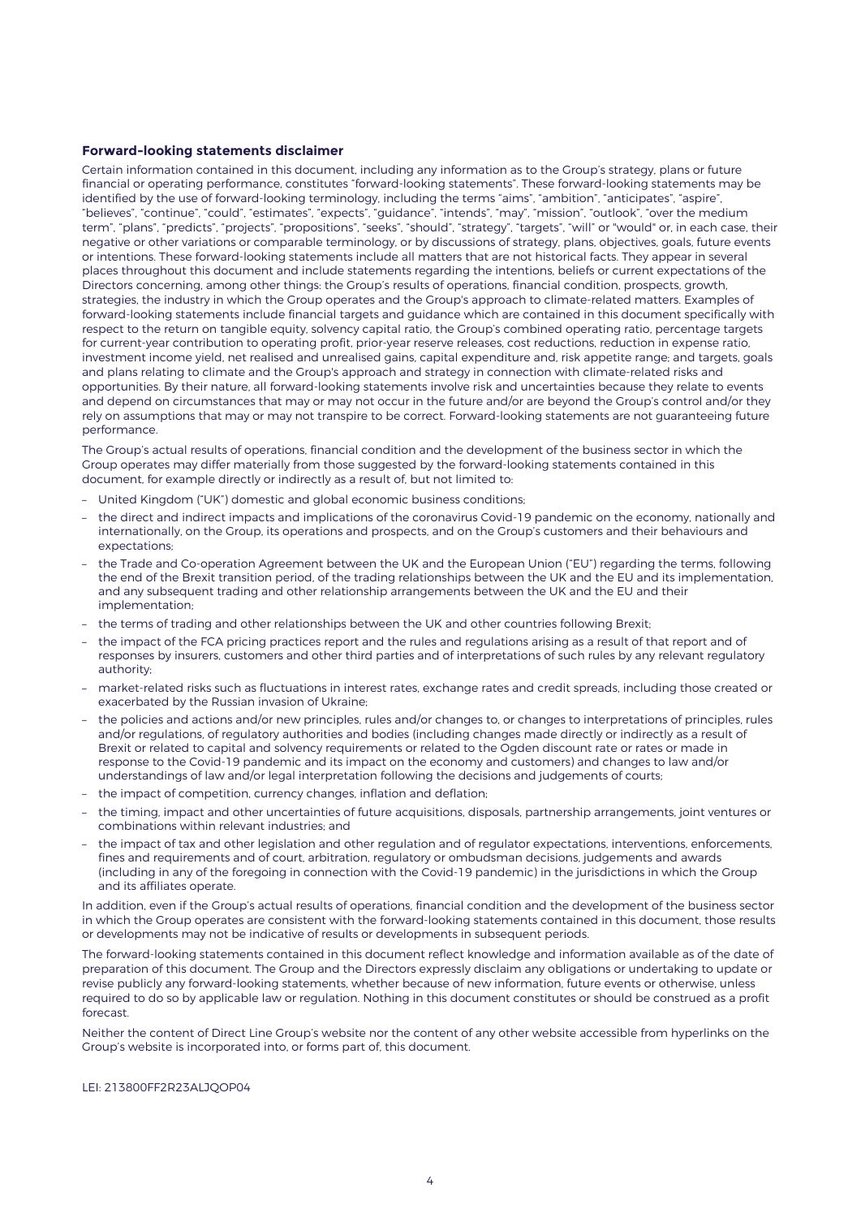**Forward-looking statements disclaimer**

Certain information contained in this document, including any information as to the Group's strategy, plans or future financial or operating performance, constitutes "forward-looking statements". These forward-looking statements may be identified by the use of forward-looking terminology, including the terms "aims", "ambition", "anticipates", "aspire", "believes", "continue", "could", "estimates", "expects", "guidance", "intends", "may", "mission", "outlook", "over the medium term", "plans", "predicts", "projects", "propositions", "seeks", "should", "strategy", "targets", "will" or "would" or, in each case, their negative or other variations or comparable terminology, or by discussions of strategy, plans, objectives, goals, future events or intentions. These forward-looking statements include all matters that are not historical facts. They appear in several places throughout this document and include statements regarding the intentions, beliefs or current expectations of the Directors concerning, among other things: the Group's results of operations, financial condition, prospects, growth, strategies, the industry in which the Group operates and the Group's approach to climate-related matters. Examples of forward-looking statements include financial targets and guidance which are contained in this document specifically with respect to the return on tangible equity, solvency capital ratio, the Group's combined operating ratio, percentage targets for current-year contribution to operating profit, prior-year reserve releases, cost reductions, reduction in expense ratio, investment income yield, net realised and unrealised gains, capital expenditure and, risk appetite range; and targets, goals and plans relating to climate and the Group's approach and strategy in connection with climate-related risks and opportunities. By their nature, all forward-looking statements involve risk and uncertainties because they relate to events and depend on circumstances that may or may not occur in the future and/or are beyond the Group's control and/or they rely on assumptions that may or may not transpire to be correct. Forward-looking statements are not guaranteeing future performance.

The Group's actual results of operations, financial condition and the development of the business sector in which the Group operates may differ materially from those suggested by the forward-looking statements contained in this document, for example directly or indirectly as a result of, but not limited to:

- United Kingdom ("UK") domestic and global economic business conditions;
- the direct and indirect impacts and implications of the coronavirus Covid-19 pandemic on the economy, nationally and internationally, on the Group, its operations and prospects, and on the Group's customers and their behaviours and expectations;
- the Trade and Co-operation Agreement between the UK and the European Union ("EU") regarding the terms, following the end of the Brexit transition period, of the trading relationships between the UK and the EU and its implementation, and any subsequent trading and other relationship arrangements between the UK and the EU and their implementation;
- the terms of trading and other relationships between the UK and other countries following Brexit;
- the impact of the FCA pricing practices report and the rules and regulations arising as a result of that report and of responses by insurers, customers and other third parties and of interpretations of such rules by any relevant regulatory authority;
- market-related risks such as fluctuations in interest rates, exchange rates and credit spreads, including those created or exacerbated by the Russian invasion of Ukraine;
- the policies and actions and/or new principles, rules and/or changes to, or changes to interpretations of principles, rules and/or regulations, of regulatory authorities and bodies (including changes made directly or indirectly as a result of Brexit or related to capital and solvency requirements or related to the Ogden discount rate or rates or made in response to the Covid-19 pandemic and its impact on the economy and customers) and changes to law and/or understandings of law and/or legal interpretation following the decisions and judgements of courts;
- the impact of competition, currency changes, inflation and deflation;
- the timing, impact and other uncertainties of future acquisitions, disposals, partnership arrangements, joint ventures or combinations within relevant industries; and
- the impact of tax and other legislation and other regulation and of regulator expectations, interventions, enforcements, fines and requirements and of court, arbitration, regulatory or ombudsman decisions, judgements and awards (including in any of the foregoing in connection with the Covid-19 pandemic) in the jurisdictions in which the Group and its affiliates operate.

In addition, even if the Group's actual results of operations, financial condition and the development of the business sector in which the Group operates are consistent with the forward-looking statements contained in this document, those results or developments may not be indicative of results or developments in subsequent periods.

The forward-looking statements contained in this document reflect knowledge and information available as of the date of preparation of this document. The Group and the Directors expressly disclaim any obligations or undertaking to update or revise publicly any forward-looking statements, whether because of new information, future events or otherwise, unless required to do so by applicable law or regulation. Nothing in this document constitutes or should be construed as a profit forecast.

Neither the content of Direct Line Group's website nor the content of any other website accessible from hyperlinks on the Group's website is incorporated into, or forms part of, this document.

LEI: 213800FF2R23ALJQOP04